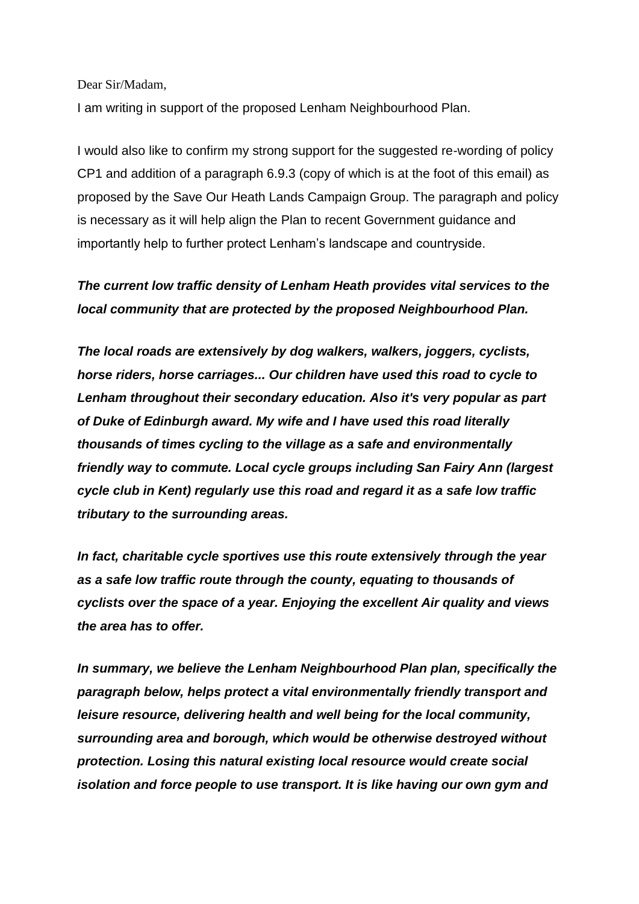Dear Sir/Madam,

I am writing in support of the proposed Lenham Neighbourhood Plan.

I would also like to confirm my strong support for the suggested re-wording of policy CP1 and addition of a paragraph 6.9.3 (copy of which is at the foot of this email) as proposed by the Save Our Heath Lands Campaign Group. The paragraph and policy is necessary as it will help align the Plan to recent Government guidance and importantly help to further protect Lenham's landscape and countryside.

***The current low traffic density of Lenham Heath provides vital services to the local community that are protected by the proposed Neighbourhood Plan.***

***The local roads are extensively by dog walkers, walkers, joggers, cyclists, horse riders, horse carriages... Our children have used this road to cycle to Lenham throughout their secondary education. Also it's very popular as part of Duke of Edinburgh award. My wife and I have used this road literally thousands of times cycling to the village as a safe and environmentally friendly way to commute. Local cycle groups including San Fairy Ann (largest cycle club in Kent) regularly use this road and regard it as a safe low traffic tributary to the surrounding areas.***

***In fact, charitable cycle sportives use this route extensively through the year as a safe low traffic route through the county, equating to thousands of cyclists over the space of a year. Enjoying the excellent Air quality and views the area has to offer.***

***In summary, we believe the Lenham Neighbourhood Plan plan, specifically the paragraph below, helps protect a vital environmentally friendly transport and leisure resource, delivering health and well being for the local community, surrounding area and borough, which would be otherwise destroyed without protection. Losing this natural existing local resource would create social isolation and force people to use transport. It is like having our own gym and***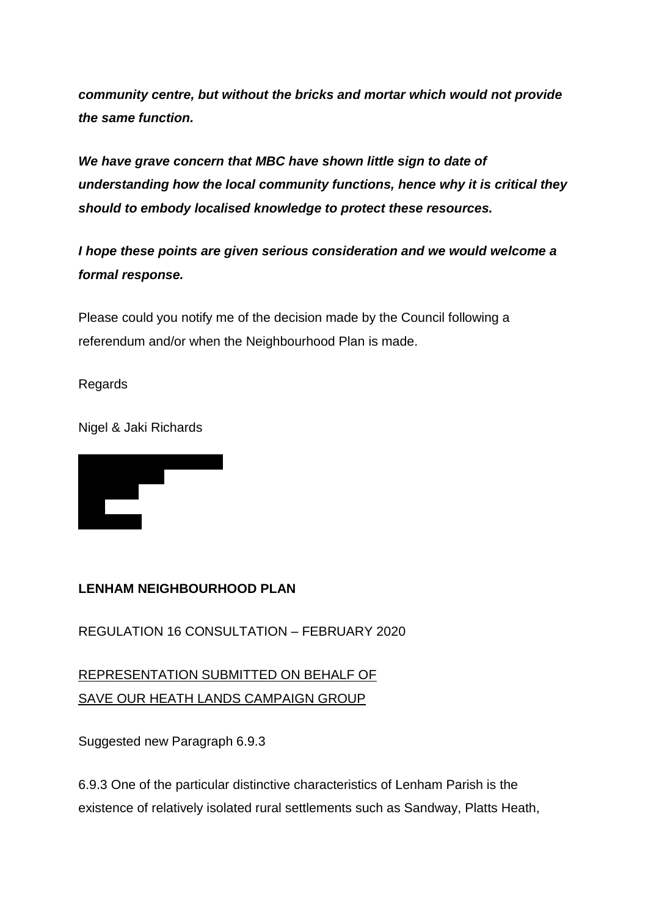***community centre, but without the bricks and mortar which would not provide the same function.***

***We have grave concern that MBC have shown little sign to date of understanding how the local community functions, hence why it is critical they should to embody localised knowledge to protect these resources.***

***I hope these points are given serious consideration and we would welcome a formal response.***

Please could you notify me of the decision made by the Council following a referendum and/or when the Neighbourhood Plan is made.

Regards

Nigel & Jaki Richards

**LENHAM NEIGHBOURHOOD PLAN**

REGULATION 16 CONSULTATION – FEBRUARY 2020

<u>REPRESENTATION SUBMITTED ON BEHALF OF</u>
<u>SAVE OUR HEATH LANDS CAMPAIGN GROUP</u>

Suggested new Paragraph 6.9.3

6.9.3 One of the particular distinctive characteristics of Lenham Parish is the existence of relatively isolated rural settlements such as Sandway, Platts Heath,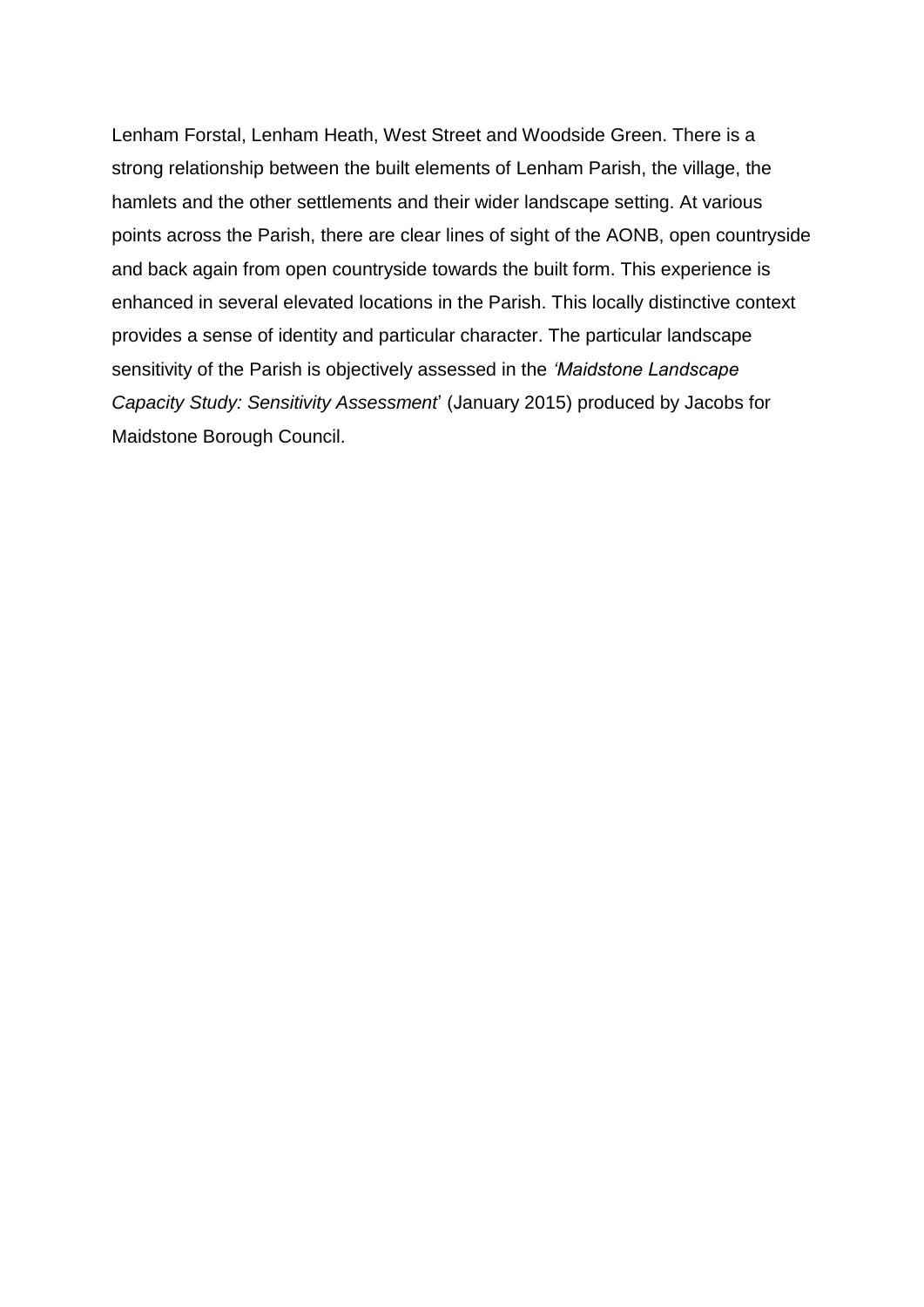Lenham Forstal, Lenham Heath, West Street and Woodside Green. There is a strong relationship between the built elements of Lenham Parish, the village, the hamlets and the other settlements and their wider landscape setting. At various points across the Parish, there are clear lines of sight of the AONB, open countryside and back again from open countryside towards the built form. This experience is enhanced in several elevated locations in the Parish. This locally distinctive context provides a sense of identity and particular character. The particular landscape sensitivity of the Parish is objectively assessed in the *'Maidstone Landscape Capacity Study: Sensitivity Assessment*' (January 2015) produced by Jacobs for Maidstone Borough Council.